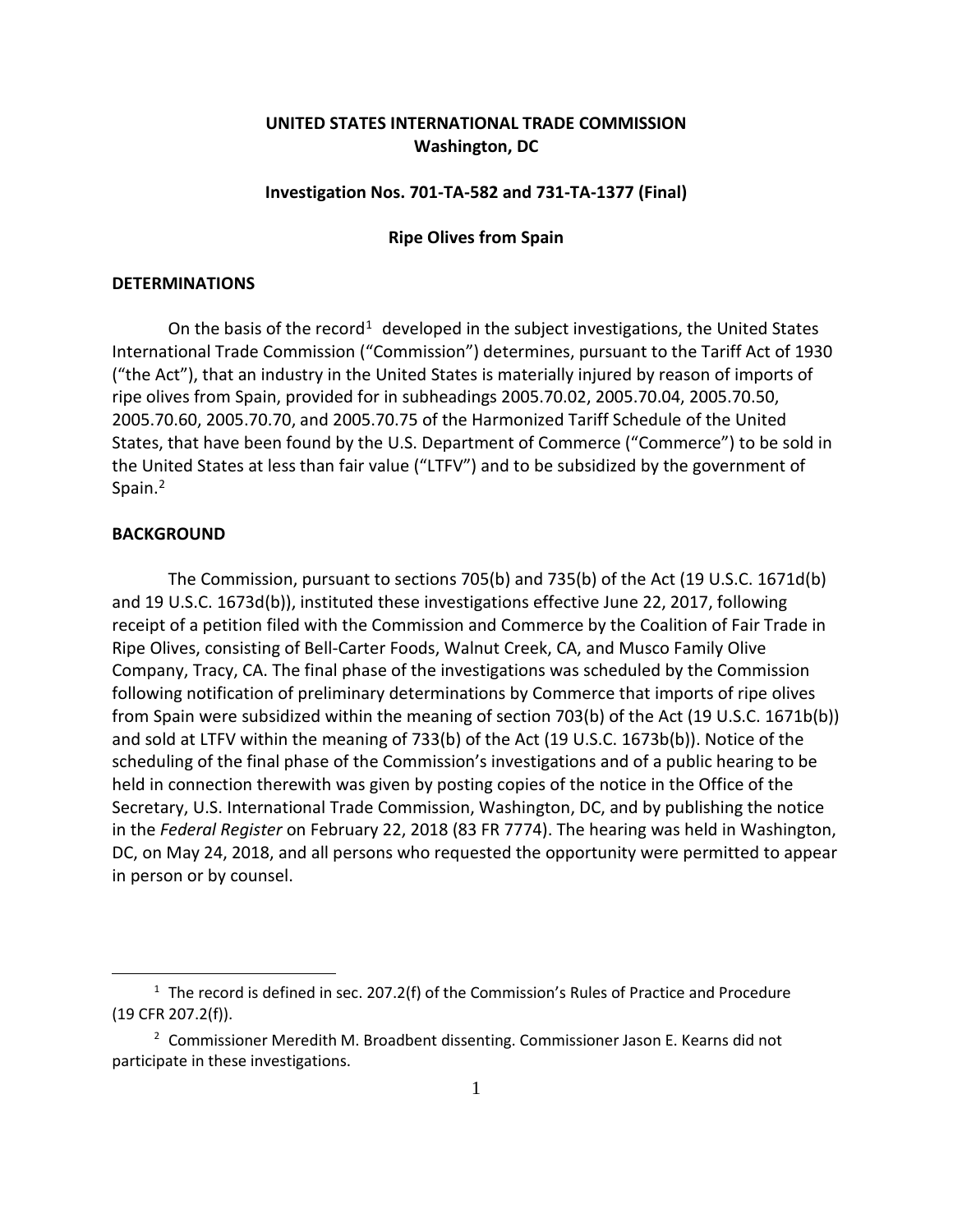**UNITED STATES INTERNATIONAL TRADE COMMISSION**
**Washington, DC**

**Investigation Nos. 701-TA-582 and 731-TA-1377 (Final)**

**Ripe Olives from Spain**

## DETERMINATIONS

On the basis of the record[1] developed in the subject investigations, the United States International Trade Commission ("Commission") determines, pursuant to the Tariff Act of 1930 ("the Act"), that an industry in the United States is materially injured by reason of imports of ripe olives from Spain, provided for in subheadings 2005.70.02, 2005.70.04, 2005.70.50, 2005.70.60, 2005.70.70, and 2005.70.75 of the Harmonized Tariff Schedule of the United States, that have been found by the U.S. Department of Commerce ("Commerce") to be sold in the United States at less than fair value ("LTFV") and to be subsidized by the government of Spain.[2]

## BACKGROUND

The Commission, pursuant to sections 705(b) and 735(b) of the Act (19 U.S.C. 1671d(b) and 19 U.S.C. 1673d(b)), instituted these investigations effective June 22, 2017, following receipt of a petition filed with the Commission and Commerce by the Coalition of Fair Trade in Ripe Olives, consisting of Bell-Carter Foods, Walnut Creek, CA, and Musco Family Olive Company, Tracy, CA. The final phase of the investigations was scheduled by the Commission following notification of preliminary determinations by Commerce that imports of ripe olives from Spain were subsidized within the meaning of section 703(b) of the Act (19 U.S.C. 1671b(b)) and sold at LTFV within the meaning of 733(b) of the Act (19 U.S.C. 1673b(b)). Notice of the scheduling of the final phase of the Commission's investigations and of a public hearing to be held in connection therewith was given by posting copies of the notice in the Office of the Secretary, U.S. International Trade Commission, Washington, DC, and by publishing the notice in the *Federal Register* on February 22, 2018 (83 FR 7774). The hearing was held in Washington, DC, on May 24, 2018, and all persons who requested the opportunity were permitted to appear in person or by counsel.

---

[1] The record is defined in sec. 207.2(f) of the Commission's Rules of Practice and Procedure (19 CFR 207.2(f)).

[2] Commissioner Meredith M. Broadbent dissenting. Commissioner Jason E. Kearns did not participate in these investigations.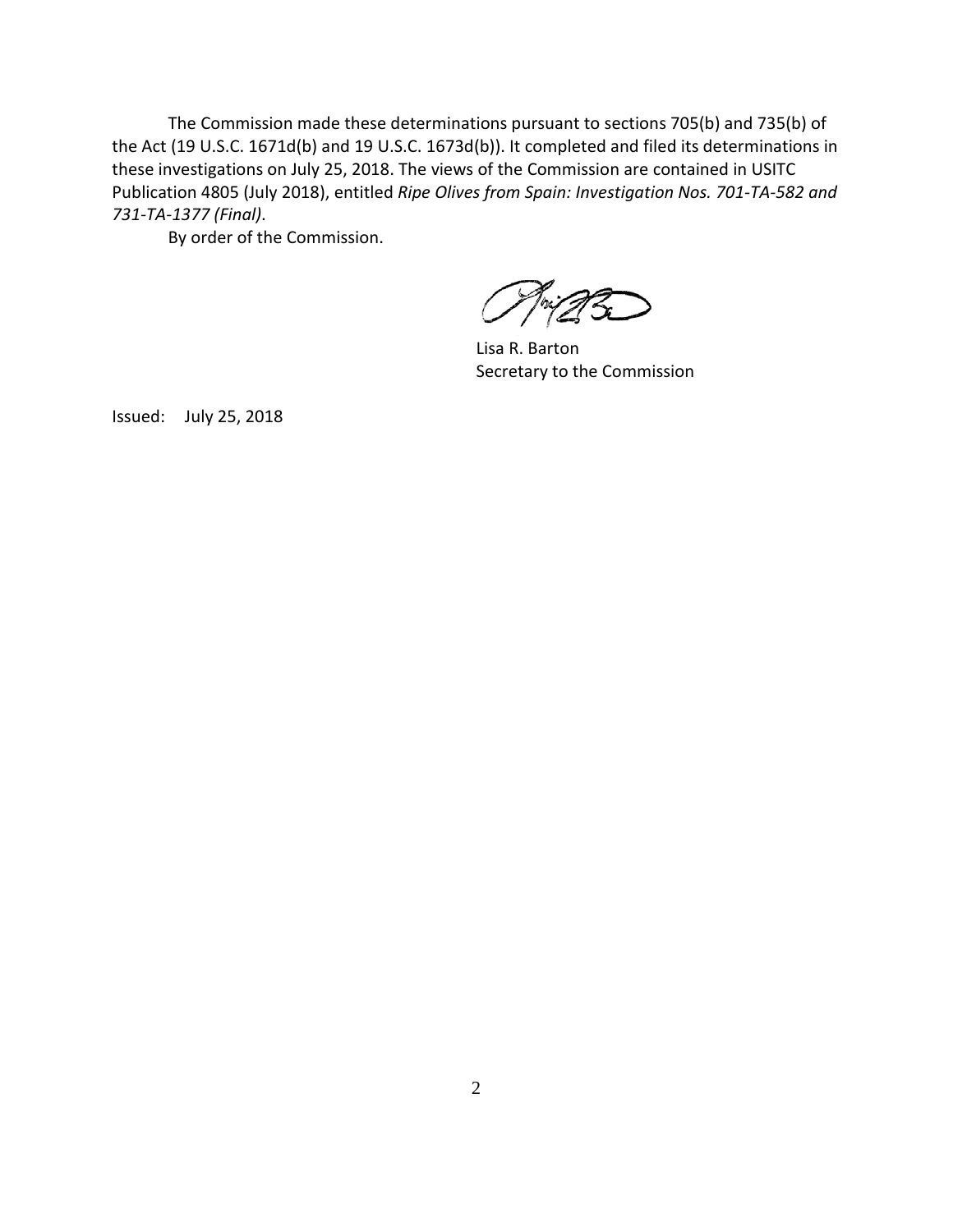The Commission made these determinations pursuant to sections 705(b) and 735(b) of the Act (19 U.S.C. 1671d(b) and 19 U.S.C. 1673d(b)). It completed and filed its determinations in these investigations on July 25, 2018. The views of the Commission are contained in USITC Publication 4805 (July 2018), entitled *Ripe Olives from Spain: Investigation Nos. 701-TA-582 and 731-TA-1377 (Final)*.

By order of the Commission.

Lisa R. Barton
Secretary to the Commission

Issued: July 25, 2018